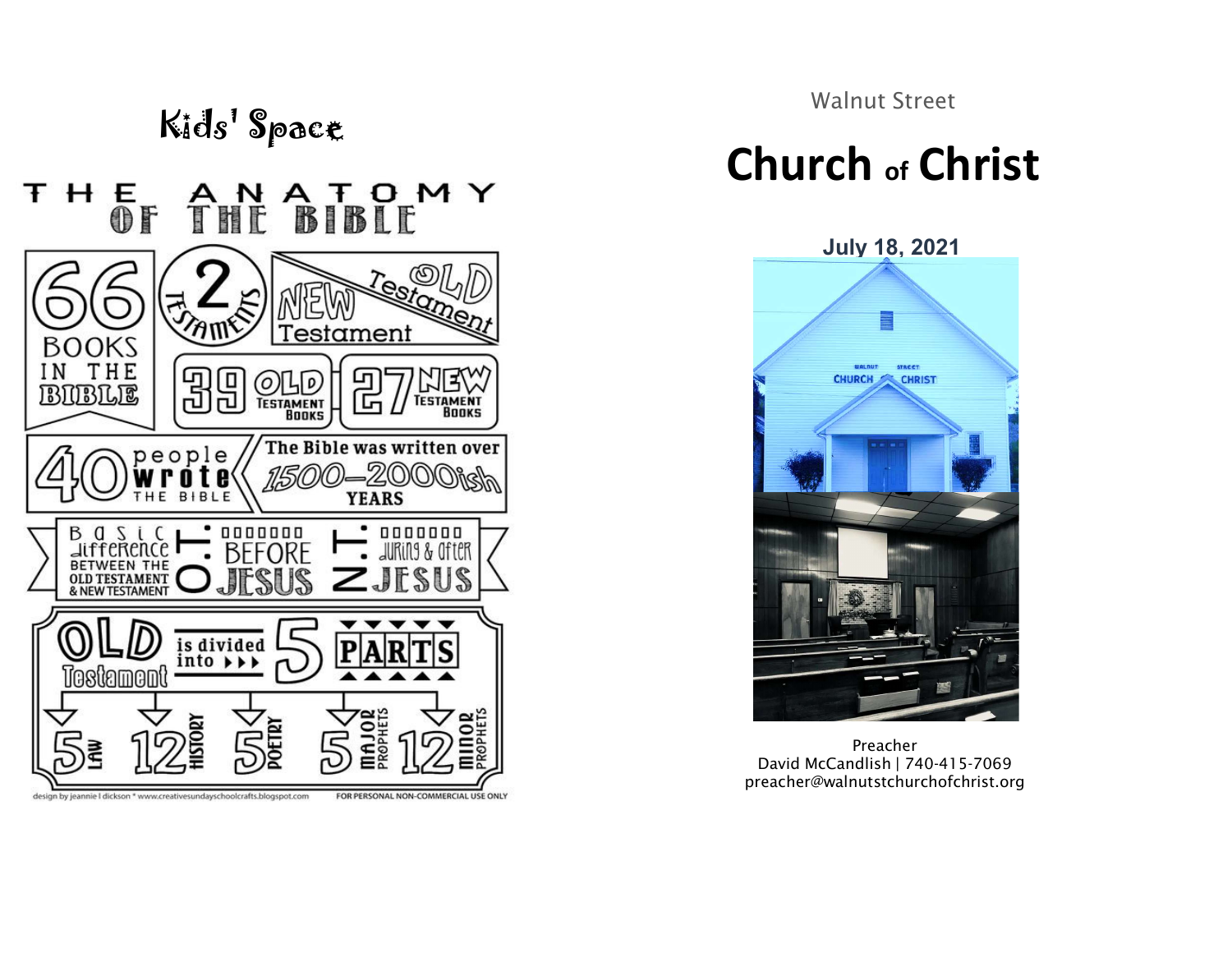## Kids' Space

# THE ANATOMY OF THE BIBLE

**66** BOOKS IN THE BIBLE

**2** TESTAMENTS

NEW Testament / OLD Testament

**39** OLD TESTAMENT BOOKS

**27** NEW TESTAMENT BOOKS

**40** people wrote THE BIBLE

The Bible was written over 1500–2000ish YEARS

Basic difference between the Old Testament & New Testament

O.T.: BEFORE JESUS

N.T.: DURING & AFTER JESUS

OLD Testament is divided into ▸▸▸ 5 PARTS

- 5 LAW
- 12 HISTORY
- 5 POETRY
- 5 MAJOR PROPHETS
- 12 MINOR PROPHETS

design by jeannie l dickson * www.creativesundayschoolcrafts.blogspot.com FOR PERSONAL NON-COMMERCIAL USE ONLY

Walnut Street

# Church of Christ

**July 18, 2021**

Preacher
David McCandlish | 740-415-7069
preacher@walnutstchurchofchrist.org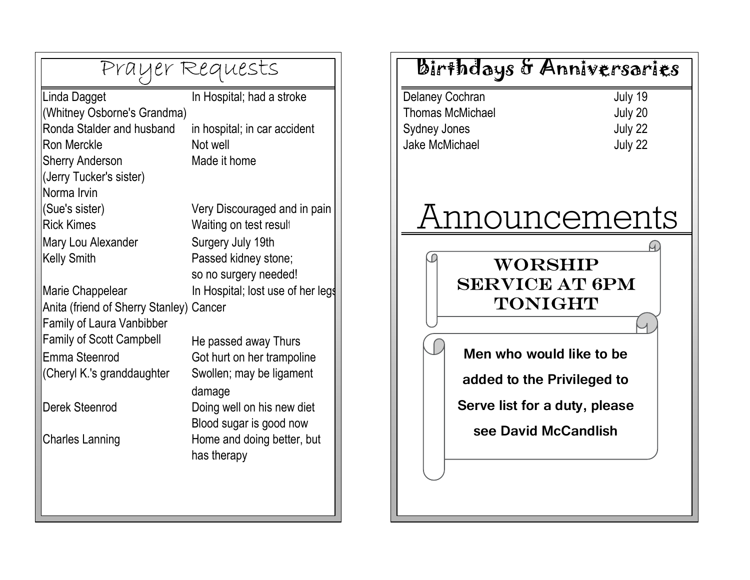# Prayer Requests

| | |
|---|---|
| Linda Dagget (Whitney Osborne's Grandma) | In Hospital; had a stroke |
| Ronda Stalder and husband | in hospital; in car accident |
| Ron Merckle | Not well |
| Sherry Anderson (Jerry Tucker's sister) | Made it home |
| Norma Irvin (Sue's sister) | Very Discouraged and in pain |
| Rick Kimes | Waiting on test result |
| Mary Lou Alexander | Surgery July 19th |
| Kelly Smith | Passed kidney stone; so no surgery needed! |
| Marie Chappelear | In Hospital; lost use of her legs |
| Anita (friend of Sherry Stanley) | Cancer |
| Family of Laura Vanbibber | |
| Family of Scott Campbell | He passed away Thurs |
| Emma Steenrod (Cheryl K.'s granddaughter | Got hurt on her trampoline Swollen; may be ligament damage |
| Derek Steenrod | Doing well on his new diet Blood sugar is good now |
| Charles Lanning | Home and doing better, but has therapy |

# Birthdays & Anniversaries

| | |
|---|---|
| Delaney Cochran | July 19 |
| Thomas McMichael | July 20 |
| Sydney Jones | July 22 |
| Jake McMichael | July 22 |

# Announcements

**WORSHIP SERVICE AT 6PM TONIGHT**

**Men who would like to be added to the Privileged to Serve list for a duty, please see David McCandlish**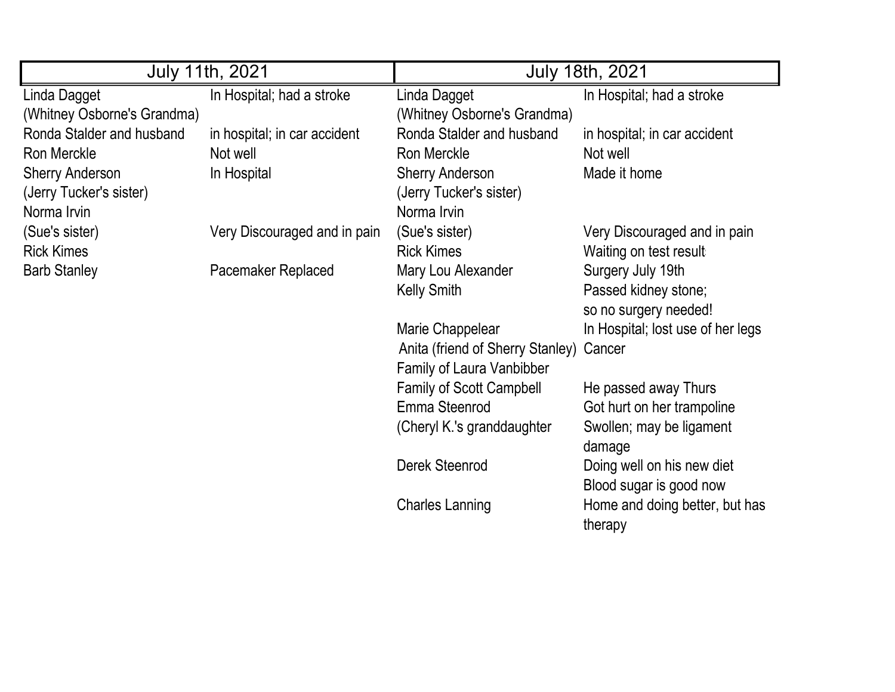| July 11th, 2021 | | July 18th, 2021 | |
|---|---|---|---|
| Linda Dagget | In Hospital; had a stroke | Linda Dagget | In Hospital; had a stroke |
| (Whitney Osborne's Grandma) | | (Whitney Osborne's Grandma) | |
| Ronda Stalder and husband | in hospital; in car accident | Ronda Stalder and husband | in hospital; in car accident |
| Ron Merckle | Not well | Ron Merckle | Not well |
| Sherry Anderson | In Hospital | Sherry Anderson | Made it home |
| (Jerry Tucker's sister) | | (Jerry Tucker's sister) | |
| Norma Irvin | | Norma Irvin | |
| (Sue's sister) | Very Discouraged and in pain | (Sue's sister) | Very Discouraged and in pain |
| Rick Kimes | | Rick Kimes | Waiting on test result |
| Barb Stanley | Pacemaker Replaced | Mary Lou Alexander | Surgery July 19th |
| | | Kelly Smith | Passed kidney stone; so no surgery needed! |
| | | Marie Chappelear | In Hospital; lost use of her legs |
| | | Anita (friend of Sherry Stanley) | Cancer |
| | | Family of Laura Vanbibber | |
| | | Family of Scott Campbell | He passed away Thurs |
| | | Emma Steenrod | Got hurt on her trampoline |
| | | (Cheryl K.'s granddaughter | Swollen; may be ligament damage |
| | | Derek Steenrod | Doing well on his new diet Blood sugar is good now |
| | | Charles Lanning | Home and doing better, but has therapy |